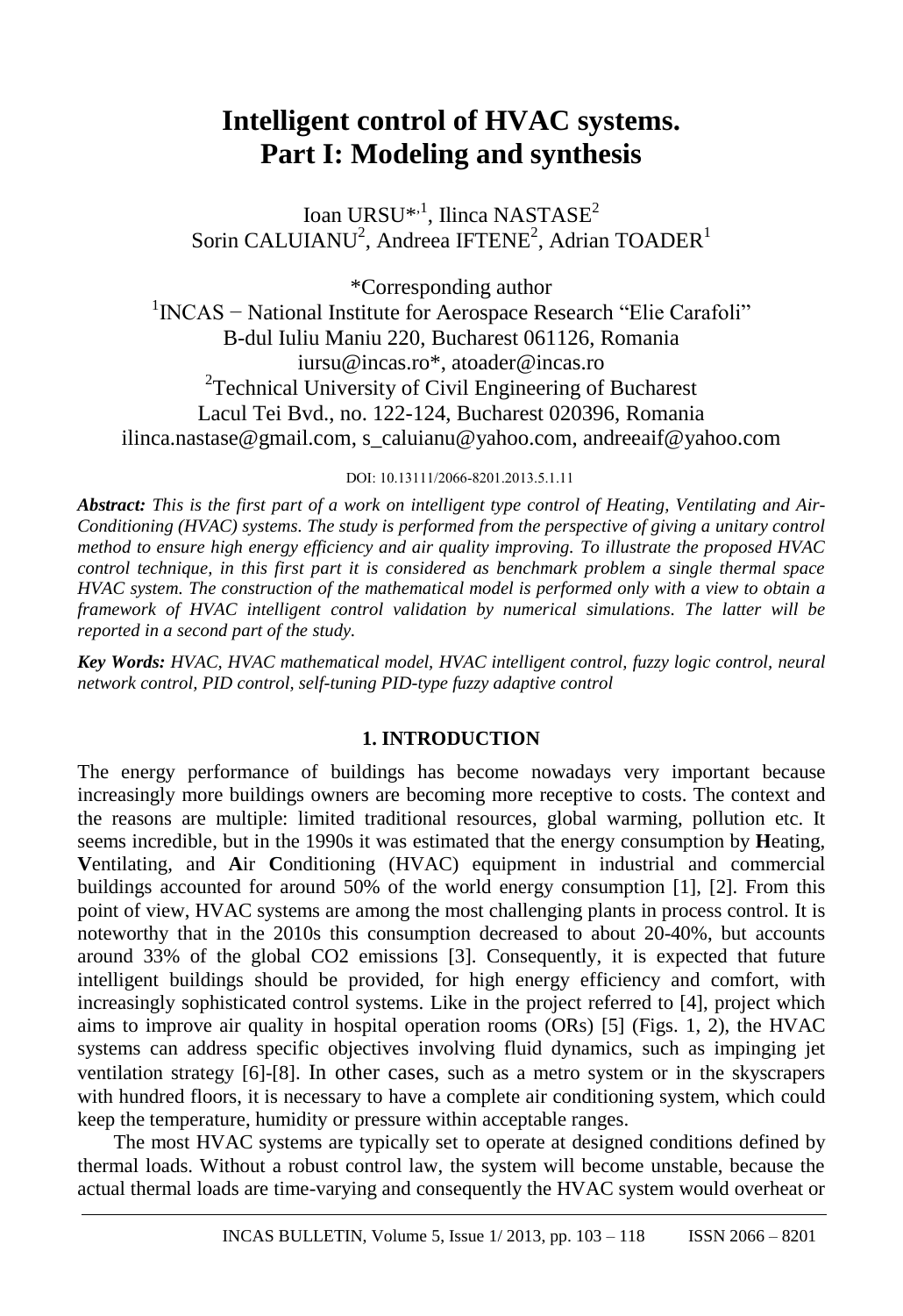# Intelligent control of HVAC systems. Part I: Modeling and synthesis

Ioan URSU*,[1], Ilinca NASTASE[2]
Sorin CALUIANU[2], Andreea IFTENE[2], Adrian TOADER[1]

*Corresponding author
[1]INCAS − National Institute for Aerospace Research "Elie Carafoli"
B-dul Iuliu Maniu 220, Bucharest 061126, Romania
iursu@incas.ro*, atoader@incas.ro
[2]Technical University of Civil Engineering of Bucharest
Lacul Tei Bvd., no. 122-124, Bucharest 020396, Romania
ilinca.nastase@gmail.com, s_caluianu@yahoo.com, andreeaif@yahoo.com

DOI: 10.13111/2066-8201.2013.5.1.11

***Abstract:*** *This is the first part of a work on intelligent type control of Heating, Ventilating and Air-Conditioning (HVAC) systems. The study is performed from the perspective of giving a unitary control method to ensure high energy efficiency and air quality improving. To illustrate the proposed HVAC control technique, in this first part it is considered as benchmark problem a single thermal space HVAC system. The construction of the mathematical model is performed only with a view to obtain a framework of HVAC intelligent control validation by numerical simulations. The latter will be reported in a second part of the study.*

***Key Words:*** *HVAC, HVAC mathematical model, HVAC intelligent control, fuzzy logic control, neural network control, PID control, self-tuning PID-type fuzzy adaptive control*

## 1. INTRODUCTION

The energy performance of buildings has become nowadays very important because increasingly more buildings owners are becoming more receptive to costs. The context and the reasons are multiple: limited traditional resources, global warming, pollution etc. It seems incredible, but in the 1990s it was estimated that the energy consumption by **H**eating, **V**entilating, and **A**ir **C**onditioning (HVAC) equipment in industrial and commercial buildings accounted for around 50% of the world energy consumption [1], [2]. From this point of view, HVAC systems are among the most challenging plants in process control. It is noteworthy that in the 2010s this consumption decreased to about 20-40%, but accounts around 33% of the global $CO_2$ emissions [3]. Consequently, it is expected that future intelligent buildings should be provided, for high energy efficiency and comfort, with increasingly sophisticated control systems. Like in the project referred to [4], project which aims to improve air quality in hospital operation rooms (ORs) [5] (Figs. 1, 2), the HVAC systems can address specific objectives involving fluid dynamics, such as impinging jet ventilation strategy [6]-[8]. In other cases, such as a metro system or in the skyscrapers with hundred floors, it is necessary to have a complete air conditioning system, which could keep the temperature, humidity or pressure within acceptable ranges.

The most HVAC systems are typically set to operate at designed conditions defined by thermal loads. Without a robust control law, the system will become unstable, because the actual thermal loads are time-varying and consequently the HVAC system would overheat or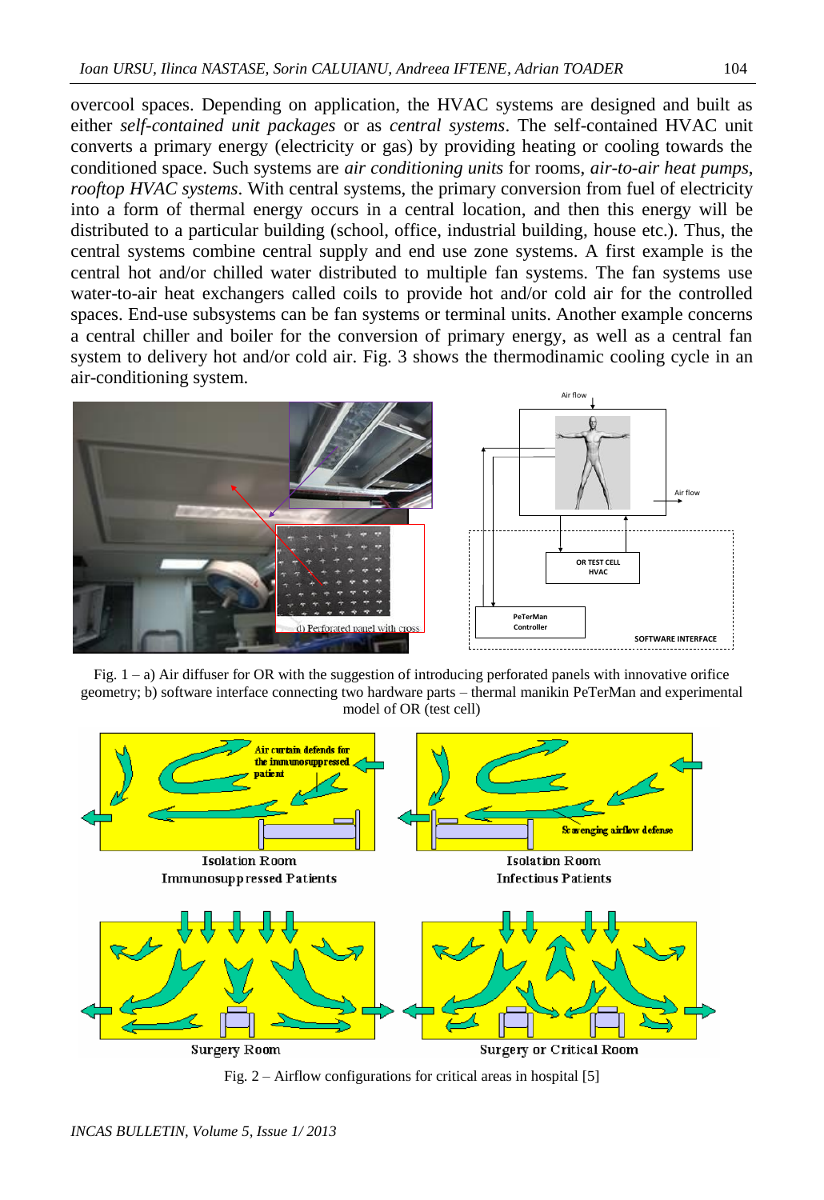overcool spaces. Depending on application, the HVAC systems are designed and built as either *self-contained unit packages* or as *central systems*. The self-contained HVAC unit converts a primary energy (electricity or gas) by providing heating or cooling towards the conditioned space. Such systems are *air conditioning units* for rooms, *air-to-air heat pumps*, *rooftop HVAC systems*. With central systems, the primary conversion from fuel of electricity into a form of thermal energy occurs in a central location, and then this energy will be distributed to a particular building (school, office, industrial building, house etc.). Thus, the central systems combine central supply and end use zone systems. A first example is the central hot and/or chilled water distributed to multiple fan systems. The fan systems use water-to-air heat exchangers called coils to provide hot and/or cold air for the controlled spaces. End-use subsystems can be fan systems or terminal units. Another example concerns a central chiller and boiler for the conversion of primary energy, as well as a central fan system to delivery hot and/or cold air. Fig. 3 shows the thermodinamic cooling cycle in an air-conditioning system.

Fig. 1 – a) Air diffuser for OR with the suggestion of introducing perforated panels with innovative orifice geometry; b) software interface connecting two hardware parts – thermal manikin PeTerMan and experimental model of OR (test cell)

Fig. 2 – Airflow configurations for critical areas in hospital [5]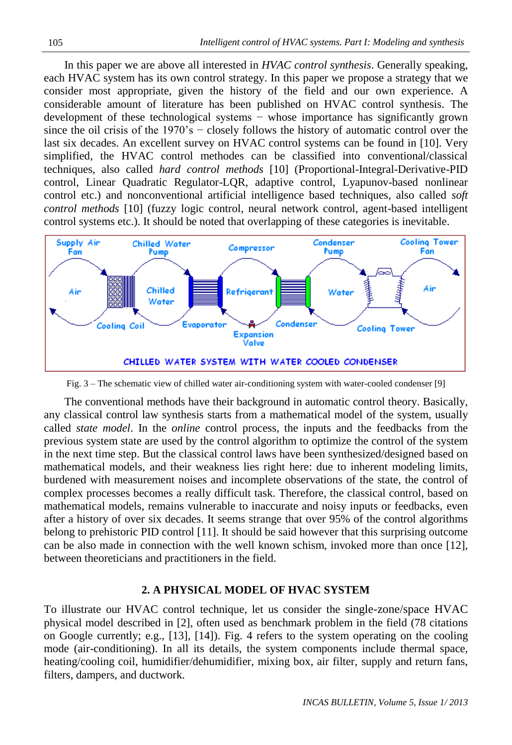In this paper we are above all interested in *HVAC control synthesis*. Generally speaking, each HVAC system has its own control strategy. In this paper we propose a strategy that we consider most appropriate, given the history of the field and our own experience. A considerable amount of literature has been published on HVAC control synthesis. The development of these technological systems − whose importance has significantly grown since the oil crisis of the 1970's − closely follows the history of automatic control over the last six decades. An excellent survey on HVAC control systems can be found in [10]. Very simplified, the HVAC control methodes can be classified into conventional/classical techniques, also called *hard control methods* [10] (Proportional-Integral-Derivative-PID control, Linear Quadratic Regulator-LQR, adaptive control, Lyapunov-based nonlinear control etc.) and nonconventional artificial intelligence based techniques, also called *soft control methods* [10] (fuzzy logic control, neural network control, agent-based intelligent control systems etc.). It should be noted that overlapping of these categories is inevitable.

Fig. 3 – The schematic view of chilled water air-conditioning system with water-cooled condenser [9]

The conventional methods have their background in automatic control theory. Basically, any classical control law synthesis starts from a mathematical model of the system, usually called *state model*. In the *online* control process, the inputs and the feedbacks from the previous system state are used by the control algorithm to optimize the control of the system in the next time step. But the classical control laws have been synthesized/designed based on mathematical models, and their weakness lies right here: due to inherent modeling limits, burdened with measurement noises and incomplete observations of the state, the control of complex processes becomes a really difficult task. Therefore, the classical control, based on mathematical models, remains vulnerable to inaccurate and noisy inputs or feedbacks, even after a history of over six decades. It seems strange that over 95% of the control algorithms belong to prehistoric PID control [11]. It should be said however that this surprising outcome can be also made in connection with the well known schism, invoked more than once [12], between theoreticians and practitioners in the field.

## 2. A PHYSICAL MODEL OF HVAC SYSTEM

To illustrate our HVAC control technique, let us consider the single-zone/space HVAC physical model described in [2], often used as benchmark problem in the field (78 citations on Google currently; e.g., [13], [14]). Fig. 4 refers to the system operating on the cooling mode (air-conditioning). In all its details, the system components include thermal space, heating/cooling coil, humidifier/dehumidifier, mixing box, air filter, supply and return fans, filters, dampers, and ductwork.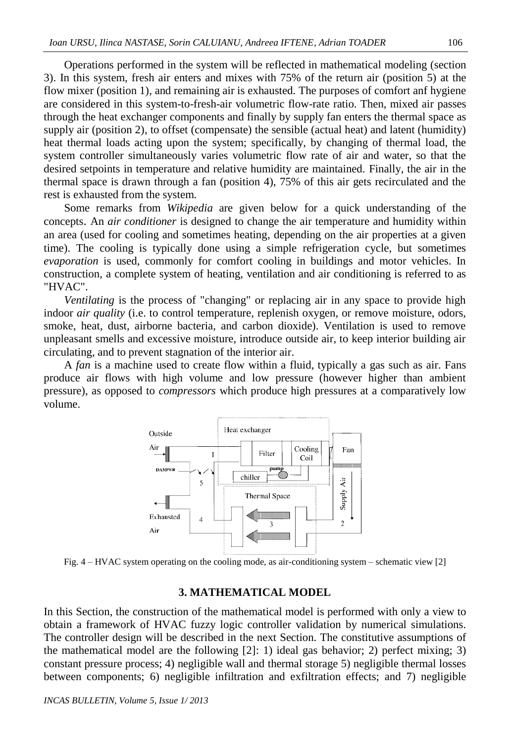Operations performed in the system will be reflected in mathematical modeling (section 3). In this system, fresh air enters and mixes with 75% of the return air (position 5) at the flow mixer (position 1), and remaining air is exhausted. The purposes of comfort anf hygiene are considered in this system-to-fresh-air volumetric flow-rate ratio. Then, mixed air passes through the heat exchanger components and finally by supply fan enters the thermal space as supply air (position 2), to offset (compensate) the sensible (actual heat) and latent (humidity) heat thermal loads acting upon the system; specifically, by changing of thermal load, the system controller simultaneously varies volumetric flow rate of air and water, so that the desired setpoints in temperature and relative humidity are maintained. Finally, the air in the thermal space is drawn through a fan (position 4), 75% of this air gets recirculated and the rest is exhausted from the system.

Some remarks from *Wikipedia* are given below for a quick understanding of the concepts. An *air conditioner* is designed to change the air temperature and humidity within an area (used for cooling and sometimes heating, depending on the air properties at a given time). The cooling is typically done using a simple refrigeration cycle, but sometimes *evaporation* is used, commonly for comfort cooling in buildings and motor vehicles. In construction, a complete system of heating, ventilation and air conditioning is referred to as "HVAC".

*Ventilating* is the process of "changing" or replacing air in any space to provide high indoor *air quality* (i.e. to control temperature, replenish oxygen, or remove moisture, odors, smoke, heat, dust, airborne bacteria, and carbon dioxide). Ventilation is used to remove unpleasant smells and excessive moisture, introduce outside air, to keep interior building air circulating, and to prevent stagnation of the interior air.

A *fan* is a machine used to create flow within a fluid, typically a gas such as air. Fans produce air flows with high volume and low pressure (however higher than ambient pressure), as opposed to *compressors* which produce high pressures at a comparatively low volume.

Fig. 4 – HVAC system operating on the cooling mode, as air-conditioning system – schematic view [2]

## 3. MATHEMATICAL MODEL

In this Section, the construction of the mathematical model is performed with only a view to obtain a framework of HVAC fuzzy logic controller validation by numerical simulations. The controller design will be described in the next Section. The constitutive assumptions of the mathematical model are the following [2]: 1) ideal gas behavior; 2) perfect mixing; 3) constant pressure process; 4) negligible wall and thermal storage 5) negligible thermal losses between components; 6) negligible infiltration and exfiltration effects; and 7) negligible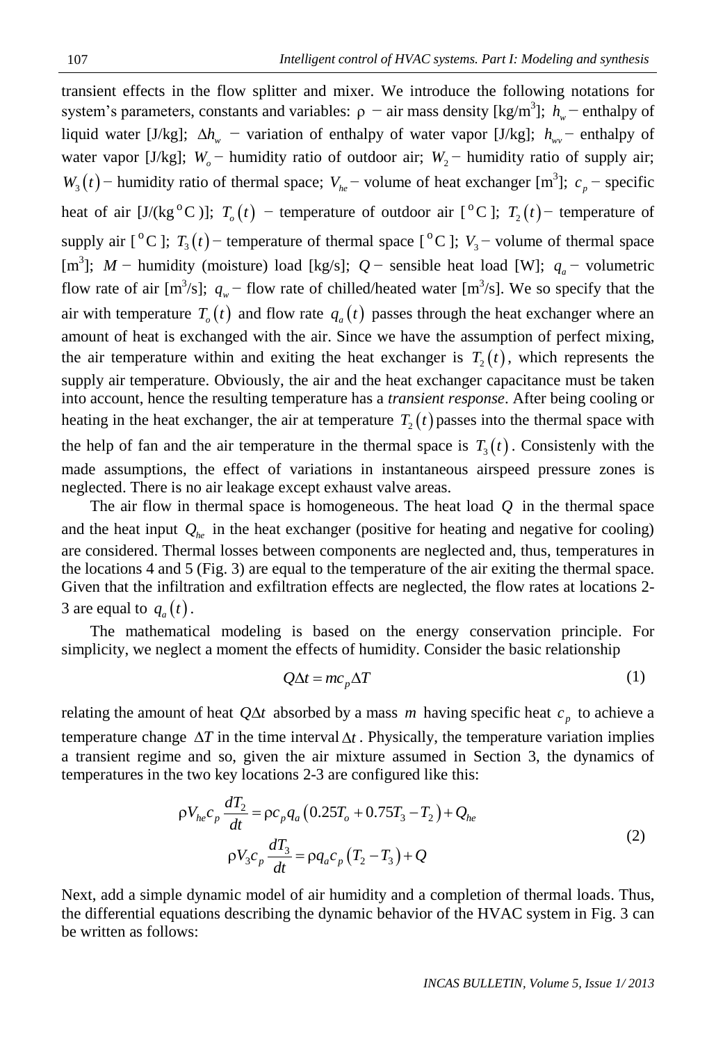transient effects in the flow splitter and mixer. We introduce the following notations for system's parameters, constants and variables: $\rho$ − air mass density [kg/m$^3$]; $h_w$ − enthalpy of liquid water [J/kg]; $\Delta h_w$ − variation of enthalpy of water vapor [J/kg]; $h_{wv}$ − enthalpy of water vapor [J/kg]; $W_o$ − humidity ratio of outdoor air; $W_2$ − humidity ratio of supply air; $W_3(t)$ − humidity ratio of thermal space; $V_{he}$ − volume of heat exchanger [m$^3$]; $c_p$ − specific heat of air [J/(kg$^{\circ}$C)]; $T_o(t)$ − temperature of outdoor air [$^{\circ}$C]; $T_2(t)$ − temperature of supply air [$^{\circ}$C]; $T_3(t)$ − temperature of thermal space [$^{\circ}$C]; $V_3$ − volume of thermal space [m$^3$]; $M$ − humidity (moisture) load [kg/s]; $Q$ − sensible heat load [W]; $q_a$ − volumetric flow rate of air [m$^3$/s]; $q_w$ − flow rate of chilled/heated water [m$^3$/s]. We so specify that the air with temperature $T_o(t)$ and flow rate $q_a(t)$ passes through the heat exchanger where an amount of heat is exchanged with the air. Since we have the assumption of perfect mixing, the air temperature within and exiting the heat exchanger is $T_2(t)$, which represents the supply air temperature. Obviously, the air and the heat exchanger capacitance must be taken into account, hence the resulting temperature has a *transient response*. After being cooling or heating in the heat exchanger, the air at temperature $T_2(t)$ passes into the thermal space with the help of fan and the air temperature in the thermal space is $T_3(t)$. Consistenly with the made assumptions, the effect of variations in instantaneous airspeed pressure zones is neglected. There is no air leakage except exhaust valve areas.

The air flow in thermal space is homogeneous. The heat load $Q$ in the thermal space and the heat input $Q_{he}$ in the heat exchanger (positive for heating and negative for cooling) are considered. Thermal losses between components are neglected and, thus, temperatures in the locations 4 and 5 (Fig. 3) are equal to the temperature of the air exiting the thermal space. Given that the infiltration and exfiltration effects are neglected, the flow rates at locations 2-3 are equal to $q_a(t)$.

The mathematical modeling is based on the energy conservation principle. For simplicity, we neglect a moment the effects of humidity. Consider the basic relationship

$$Q\Delta t = mc_p\Delta T \tag{1}$$

relating the amount of heat $Q\Delta t$ absorbed by a mass $m$ having specific heat $c_p$ to achieve a temperature change $\Delta T$ in the time interval $\Delta t$. Physically, the temperature variation implies a transient regime and so, given the air mixture assumed in Section 3, the dynamics of temperatures in the two key locations 2-3 are configured like this:

$$\begin{gathered}\rho V_{he} c_p \frac{dT_2}{dt} = \rho c_p q_a \left(0.25T_o + 0.75T_3 - T_2\right) + Q_{he} \\ \rho V_3 c_p \frac{dT_3}{dt} = \rho q_a c_p \left(T_2 - T_3\right) + Q\end{gathered} \tag{2}$$

Next, add a simple dynamic model of air humidity and a completion of thermal loads. Thus, the differential equations describing the dynamic behavior of the HVAC system in Fig. 3 can be written as follows: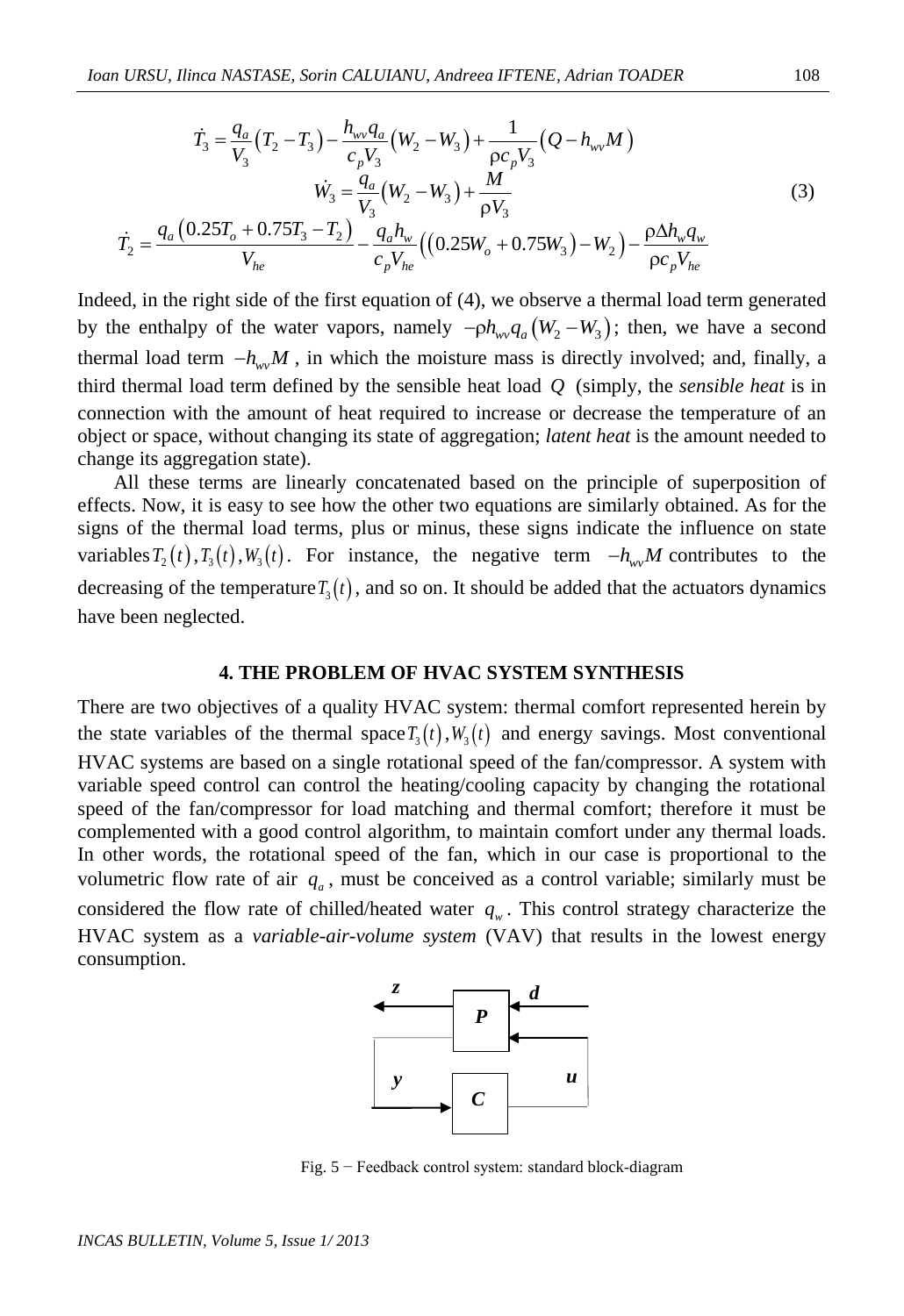$$
\begin{gathered}
\dot{T}_3 = \frac{q_a}{V_3}\left(T_2 - T_3\right) - \frac{h_{wv} q_a}{c_p V_3}\left(W_2 - W_3\right) + \frac{1}{\rho c_p V_3}\left(Q - h_{wv} M\right) \\
\dot{W}_3 = \frac{q_a}{V_3}\left(W_2 - W_3\right) + \frac{M}{\rho V_3} \\
\dot{T}_2 = \frac{q_a\left(0.25 T_o + 0.75 T_3 - T_2\right)}{V_{he}} - \frac{q_a h_w}{c_p V_{he}}\left(\left(0.25 W_o + 0.75 W_3\right) - W_2\right) - \frac{\rho \Delta h_w q_w}{\rho c_p V_{he}}
\end{gathered} \tag{3}
$$

Indeed, in the right side of the first equation of (4), we observe a thermal load term generated by the enthalpy of the water vapors, namely $-\rho h_{wv} q_a \left(W_2 - W_3\right)$; then, we have a second thermal load term $-h_{wv} M$, in which the moisture mass is directly involved; and, finally, a third thermal load term defined by the sensible heat load $Q$ (simply, the *sensible heat* is in connection with the amount of heat required to increase or decrease the temperature of an object or space, without changing its state of aggregation; *latent heat* is the amount needed to change its aggregation state).

All these terms are linearly concatenated based on the principle of superposition of effects. Now, it is easy to see how the other two equations are similarly obtained. As for the signs of the thermal load terms, plus or minus, these signs indicate the influence on state variables $T_2(t), T_3(t), W_3(t)$. For instance, the negative term $-h_{wv} M$ contributes to the decreasing of the temperature $T_3(t)$, and so on. It should be added that the actuators dynamics have been neglected.

## 4. THE PROBLEM OF HVAC SYSTEM SYNTHESIS

There are two objectives of a quality HVAC system: thermal comfort represented herein by the state variables of the thermal space $T_3(t), W_3(t)$ and energy savings. Most conventional HVAC systems are based on a single rotational speed of the fan/compressor. A system with variable speed control can control the heating/cooling capacity by changing the rotational speed of the fan/compressor for load matching and thermal comfort; therefore it must be complemented with a good control algorithm, to maintain comfort under any thermal loads. In other words, the rotational speed of the fan, which in our case is proportional to the volumetric flow rate of air $q_a$, must be conceived as a control variable; similarly must be considered the flow rate of chilled/heated water $q_w$. This control strategy characterize the HVAC system as a *variable-air-volume system* (VAV) that results in the lowest energy consumption.

Fig. 5 − Feedback control system: standard block-diagram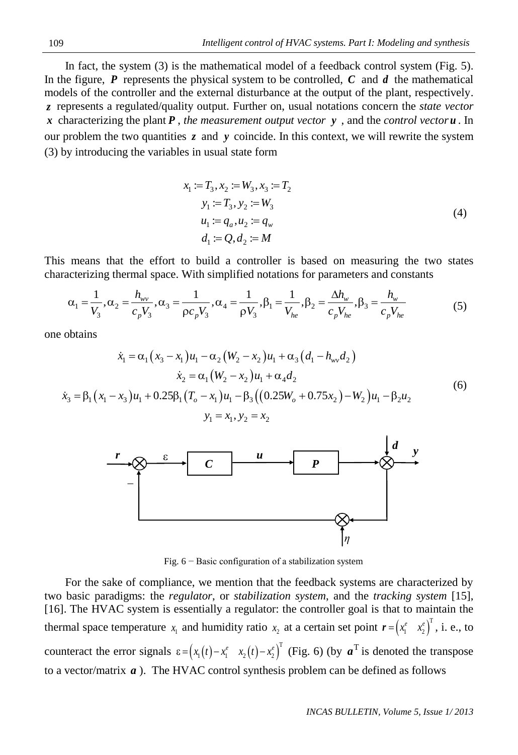In fact, the system (3) is the mathematical model of a feedback control system (Fig. 5). In the figure, $\boldsymbol{P}$ represents the physical system to be controlled, $\boldsymbol{C}$ and $\boldsymbol{d}$ the mathematical models of the controller and the external disturbance at the output of the plant, respectively. $\boldsymbol{z}$ represents a regulated/quality output. Further on, usual notations concern the *state vector* $\boldsymbol{x}$ characterizing the plant $\boldsymbol{P}$, *the measurement output vector* $\boldsymbol{y}$, and the *control vector* $\boldsymbol{u}$. In our problem the two quantities $\boldsymbol{z}$ and $\boldsymbol{y}$ coincide. In this context, we will rewrite the system (3) by introducing the variables in usual state form

$$
\begin{gathered}
x_1 := T_3, x_2 := W_3, x_3 := T_2 \\
y_1 := T_3, y_2 := W_3 \\
u_1 := q_a, u_2 := q_w \\
d_1 := Q, d_2 := M
\end{gathered} \tag{4}
$$

This means that the effort to build a controller is based on measuring the two states characterizing thermal space. With simplified notations for parameters and constants

$$
\alpha_1 = \frac{1}{V_3}, \alpha_2 = \frac{h_{wv}}{c_p V_3}, \alpha_3 = \frac{1}{\rho c_p V_3}, \alpha_4 = \frac{1}{\rho V_3}, \beta_1 = \frac{1}{V_{he}}, \beta_2 = \frac{\Delta h_w}{c_p V_{he}}, \beta_3 = \frac{h_w}{c_p V_{he}} \tag{5}
$$

one obtains

$$
\begin{gathered}
\dot{x}_1 = \alpha_1 (x_3 - x_1) u_1 - \alpha_2 (W_2 - x_2) u_1 + \alpha_3 (d_1 - h_{wv} d_2) \\
\dot{x}_2 = \alpha_1 (W_2 - x_2) u_1 + \alpha_4 d_2 \\
\dot{x}_3 = \beta_1 (x_1 - x_3) u_1 + 0.25 \beta_1 (T_o - x_1) u_1 - \beta_3 ((0.25 W_o + 0.75 x_2) - W_2) u_1 - \beta_2 u_2 \\
y_1 = x_1, y_2 = x_2
\end{gathered} \tag{6}
$$

Fig. 6 − Basic configuration of a stabilization system

For the sake of compliance, we mention that the feedback systems are characterized by two basic paradigms: the *regulator*, or *stabilization system*, and the *tracking system* [15], [16]. The HVAC system is essentially a regulator: the controller goal is that to maintain the thermal space temperature $x_1$ and humidity ratio $x_2$ at a certain set point $\boldsymbol{r} = \begin{pmatrix} x_1^e & x_2^e \end{pmatrix}^{\mathrm{T}}$, i. e., to counteract the error signals $\varepsilon = \begin{pmatrix} x_1(t) - x_1^e & x_2(t) - x_2^e \end{pmatrix}^{\mathrm{T}}$ (Fig. 6) (by $\boldsymbol{a}^{\mathrm{T}}$ is denoted the transpose to a vector/matrix $\boldsymbol{a}$). The HVAC control synthesis problem can be defined as follows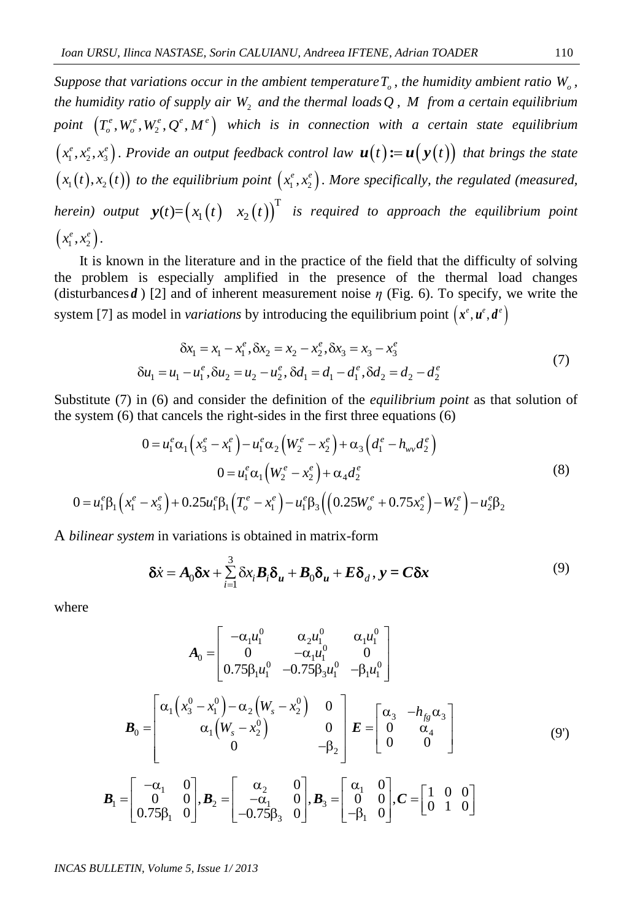*Suppose that variations occur in the ambient temperature $T_o$, the humidity ambient ratio $W_o$, the humidity ratio of supply air $W_2$ and the thermal loads $Q$, $M$ from a certain equilibrium point $\left(T_o^e, W_o^e, W_2^e, Q^e, M^e\right)$ which is in connection with a certain state equilibrium $\left(x_1^e, x_2^e, x_3^e\right)$. Provide an output feedback control law $\boldsymbol{u}(t) := \boldsymbol{u}(\boldsymbol{y}(t))$ that brings the state $\left(x_1(t), x_2(t)\right)$ to the equilibrium point $\left(x_1^e, x_2^e\right)$. More specifically, the regulated (measured, herein) output $\boldsymbol{y}(t) = \begin{pmatrix} x_1(t) & x_2(t)\end{pmatrix}^{\mathrm{T}}$ is required to approach the equilibrium point $\left(x_1^e, x_2^e\right)$.*

It is known in the literature and in the practice of the field that the difficulty of solving the problem is especially amplified in the presence of the thermal load changes (disturbances $\boldsymbol{d}$) [2] and of inherent measurement noise $\eta$ (Fig. 6). To specify, we write the system [7] as model in *variations* by introducing the equilibrium point $\left(\boldsymbol{x}^e, \boldsymbol{u}^e, \boldsymbol{d}^e\right)$

$$
\begin{gathered}
\delta x_1 = x_1 - x_1^e, \delta x_2 = x_2 - x_2^e, \delta x_3 = x_3 - x_3^e \\
\delta u_1 = u_1 - u_1^e, \delta u_2 = u_2 - u_2^e, \delta d_1 = d_1 - d_1^e, \delta d_2 = d_2 - d_2^e
\end{gathered}
\tag{7}
$$

Substitute (7) in (6) and consider the definition of the *equilibrium point* as that solution of the system (6) that cancels the right-sides in the first three equations (6)

$$
\begin{gathered}
0 = u_1^e \alpha_1 \left(x_3^e - x_1^e\right) - u_1^e \alpha_2 \left(W_2^e - x_2^e\right) + \alpha_3 \left(d_1^e - h_{wv} d_2^e\right) \\
0 = u_1^e \alpha_1 \left(W_2^e - x_2^e\right) + \alpha_4 d_2^e \\
0 = u_1^e \beta_1 \left(x_1^e - x_3^e\right) + 0.25 u_1^e \beta_1 \left(T_o^e - x_1^e\right) - u_1^e \beta_3 \left(\left(0.25 W_o^e + 0.75 x_2^e\right) - W_2^e\right) - u_2^e \beta_2
\end{gathered}
\tag{8}
$$

A *bilinear system* in variations is obtained in matrix-form

$$
\boldsymbol{\delta}\dot{x} = \boldsymbol{A}_0 \boldsymbol{\delta x} + \sum_{i=1}^{3} \delta x_i \boldsymbol{B}_i \boldsymbol{\delta_u} + \boldsymbol{B}_0 \boldsymbol{\delta_u} + \boldsymbol{E}\boldsymbol{\delta}_d, \; \boldsymbol{y} = \boldsymbol{C}\boldsymbol{\delta x}
\tag{9}
$$

where

$$
\boldsymbol{A}_0 = \begin{bmatrix} -\alpha_1 u_1^0 & \alpha_2 u_1^0 & \alpha_1 u_1^0 \\ 0 & -\alpha_1 u_1^0 & 0 \\ 0.75\beta_1 u_1^0 & -0.75\beta_3 u_1^0 & -\beta_1 u_1^0 \end{bmatrix}
$$

$$
\boldsymbol{B}_0 = \begin{bmatrix} \alpha_1\left(x_3^0 - x_1^0\right) - \alpha_2\left(W_s - x_2^0\right) & 0 \\ \alpha_1\left(W_s - x_2^0\right) & 0 \\ 0 & -\beta_2 \end{bmatrix} \boldsymbol{E} = \begin{bmatrix} \alpha_3 & -h_{fg}\alpha_3 \\ 0 & \alpha_4 \\ 0 & 0 \end{bmatrix}
\tag{9'}
$$

$$
\boldsymbol{B}_1 = \begin{bmatrix} -\alpha_1 & 0 \\ 0 & 0 \\ 0.75\beta_1 & 0 \end{bmatrix}, \boldsymbol{B}_2 = \begin{bmatrix} \alpha_2 & 0 \\ -\alpha_1 & 0 \\ -0.75\beta_3 & 0 \end{bmatrix}, \boldsymbol{B}_3 = \begin{bmatrix} \alpha_1 & 0 \\ 0 & 0 \\ -\beta_1 & 0 \end{bmatrix}, \boldsymbol{C} = \begin{bmatrix} 1 & 0 & 0 \\ 0 & 1 & 0 \end{bmatrix}
$$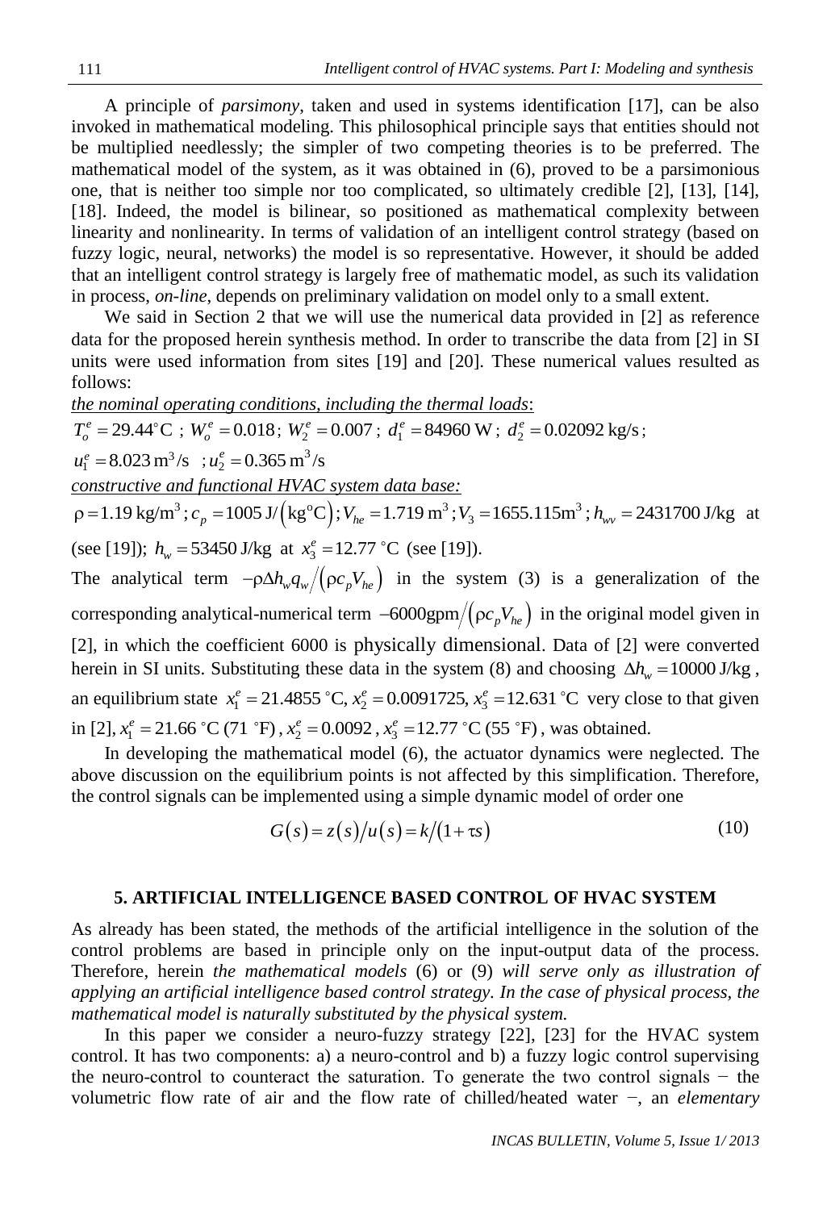A principle of *parsimony*, taken and used in systems identification [17], can be also invoked in mathematical modeling. This philosophical principle says that entities should not be multiplied needlessly; the simpler of two competing theories is to be preferred. The mathematical model of the system, as it was obtained in (6), proved to be a parsimonious one, that is neither too simple nor too complicated, so ultimately credible [2], [13], [14], [18]. Indeed, the model is bilinear, so positioned as mathematical complexity between linearity and nonlinearity. In terms of validation of an intelligent control strategy (based on fuzzy logic, neural, networks) the model is so representative. However, it should be added that an intelligent control strategy is largely free of mathematic model, as such its validation in process, *on-line*, depends on preliminary validation on model only to a small extent.

We said in Section 2 that we will use the numerical data provided in [2] as reference data for the proposed herein synthesis method. In order to transcribe the data from [2] in SI units were used information from sites [19] and [20]. These numerical values resulted as follows:

*the nominal operating conditions, including the thermal loads*:

$T_o^e = 29.44^\circ\text{C}$ ; $W_o^e = 0.018$; $W_2^e = 0.007$; $d_1^e = 84960\,\text{W}$; $d_2^e = 0.02092\,\text{kg/s}$;

$u_1^e = 8.023\,\text{m}^3/\text{s}$ ; $u_2^e = 0.365\,\text{m}^3/\text{s}$

*constructive and functional HVAC system data base:*

$\rho = 1.19\,\text{kg/m}^3$; $c_p = 1005\,\text{J}/\left(\text{kg}^\circ\text{C}\right)$; $V_{he} = 1.719\,\text{m}^3$; $V_3 = 1655.115\text{m}^3$; $h_{wv} = 2431700\,\text{J/kg}$ at (see [19]); $h_w = 53450\,\text{J/kg}$ at $x_3^e = 12.77\,^\circ\text{C}$ (see [19]).

The analytical term $-\rho\Delta h_w q_w/\left(\rho c_p V_{he}\right)$ in the system (3) is a generalization of the corresponding analytical-numerical term $-6000\text{gpm}/\left(\rho c_p V_{he}\right)$ in the original model given in [2], in which the coefficient 6000 is physically dimensional. Data of [2] were converted herein in SI units. Substituting these data in the system (8) and choosing $\Delta h_w = 10000\,\text{J/kg}$, an equilibrium state $x_1^e = 21.4855\,^\circ\text{C}, x_2^e = 0.0091725, x_3^e = 12.631\,^\circ\text{C}$ very close to that given in [2], $x_1^e = 21.66\,^\circ\text{C}\,(71\,^\circ\text{F})$, $x_2^e = 0.0092$, $x_3^e = 12.77\,^\circ\text{C}\,(55\,^\circ\text{F})$, was obtained.

In developing the mathematical model (6), the actuator dynamics were neglected. The above discussion on the equilibrium points is not affected by this simplification. Therefore, the control signals can be implemented using a simple dynamic model of order one

$$G(s) = z(s)/u(s) = k/(1+\tau s) \tag{10}$$

## 5. ARTIFICIAL INTELLIGENCE BASED CONTROL OF HVAC SYSTEM

As already has been stated, the methods of the artificial intelligence in the solution of the control problems are based in principle only on the input-output data of the process. Therefore, herein *the mathematical models* (6) or (9) *will serve only as illustration of applying an artificial intelligence based control strategy. In the case of physical process, the mathematical model is naturally substituted by the physical system.*

In this paper we consider a neuro-fuzzy strategy [22], [23] for the HVAC system control. It has two components: a) a neuro-control and b) a fuzzy logic control supervising the neuro-control to counteract the saturation. To generate the two control signals − the volumetric flow rate of air and the flow rate of chilled/heated water −, an *elementary*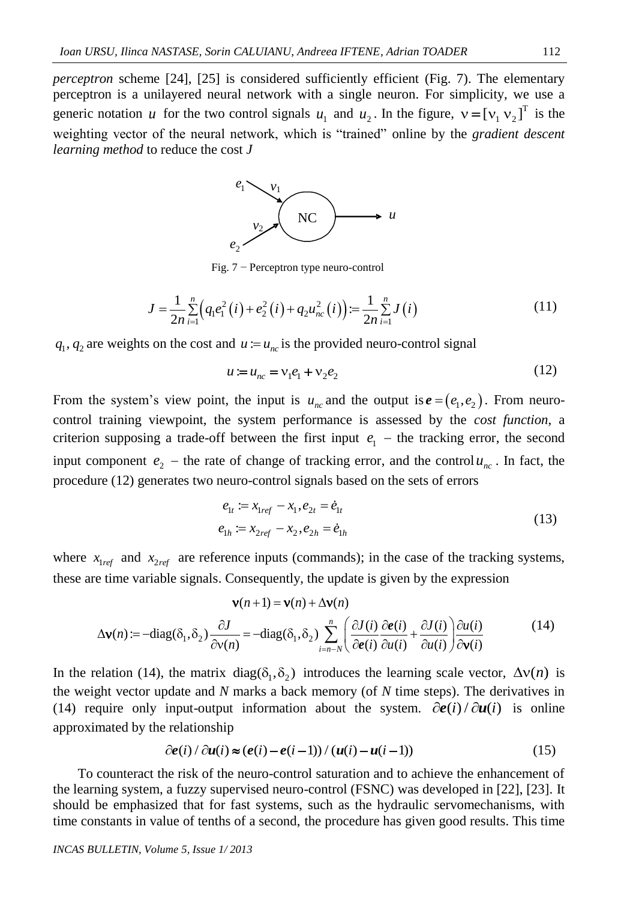*perceptron* scheme [24], [25] is considered sufficiently efficient (Fig. 7). The elementary perceptron is a unilayered neural network with a single neuron. For simplicity, we use a generic notation $u$ for the two control signals $u_1$ and $u_2$. In the figure, $\nu = [\nu_1 \; \nu_2]^T$ is the weighting vector of the neural network, which is "trained" online by the *gradient descent learning method* to reduce the cost $J$

Fig. 7 − Perceptron type neuro-control

$$J = \frac{1}{2n}\sum_{i=1}^{n}\left(q_1 e_1^2(i) + e_2^2(i) + q_2 u_{nc}^2(i)\right) := \frac{1}{2n}\sum_{i=1}^{n} J(i) \tag{11}$$

$q_1, q_2$ are weights on the cost and $u := u_{nc}$ is the provided neuro-control signal

$$u := u_{nc} = \nu_1 e_1 + \nu_2 e_2 \tag{12}$$

From the system's view point, the input is $u_{nc}$ and the output is $\boldsymbol{e} = (e_1, e_2)$. From neuro-control training viewpoint, the system performance is assessed by the *cost function*, a criterion supposing a trade-off between the first input $e_1$ – the tracking error, the second input component $e_2$ – the rate of change of tracking error, and the control $u_{nc}$. In fact, the procedure (12) generates two neuro-control signals based on the sets of errors

$$\begin{aligned} e_{1t} &:= x_{1ref} - x_1, e_{2t} = \dot{e}_{1t} \\ e_{1h} &:= x_{2ref} - x_2, e_{2h} = \dot{e}_{1h} \end{aligned} \tag{13}$$

where $x_{1ref}$ and $x_{2ref}$ are reference inputs (commands); in the case of the tracking systems, these are time variable signals. Consequently, the update is given by the expression

$$\begin{aligned} \boldsymbol{\nu}(n+1) &= \boldsymbol{\nu}(n) + \Delta\boldsymbol{\nu}(n) \\ \Delta\boldsymbol{\nu}(n) &:= -\text{diag}(\delta_1, \delta_2)\frac{\partial J}{\partial \nu(n)} = -\text{diag}(\delta_1, \delta_2)\sum_{i=n-N}^{n}\left(\frac{\partial J(i)}{\partial \boldsymbol{e}(i)}\frac{\partial \boldsymbol{e}(i)}{\partial u(i)} + \frac{\partial J(i)}{\partial u(i)}\right)\frac{\partial u(i)}{\partial \boldsymbol{\nu}(i)} \end{aligned} \tag{14}$$

In the relation (14), the matrix $\text{diag}(\delta_1, \delta_2)$ introduces the learning scale vector, $\Delta\nu(n)$ is the weight vector update and *N* marks a back memory (of *N* time steps). The derivatives in (14) require only input-output information about the system. $\partial \boldsymbol{e}(i)/\partial \boldsymbol{u}(i)$ is online approximated by the relationship

$$\partial \boldsymbol{e}(i)/\partial \boldsymbol{u}(i) \approx (\boldsymbol{e}(i) - \boldsymbol{e}(i-1))/(\boldsymbol{u}(i) - \boldsymbol{u}(i-1)) \tag{15}$$

To counteract the risk of the neuro-control saturation and to achieve the enhancement of the learning system, a fuzzy supervised neuro-control (FSNC) was developed in [22], [23]. It should be emphasized that for fast systems, such as the hydraulic servomechanisms, with time constants in value of tenths of a second, the procedure has given good results. This time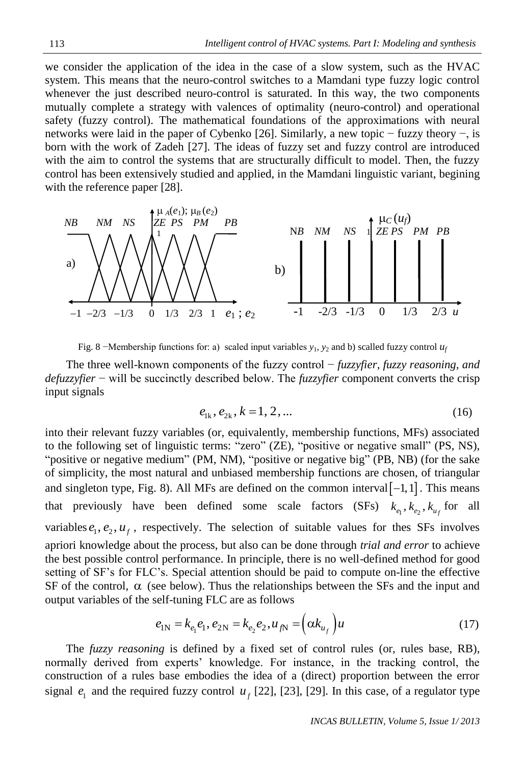we consider the application of the idea in the case of a slow system, such as the HVAC system. This means that the neuro-control switches to a Mamdani type fuzzy logic control whenever the just described neuro-control is saturated. In this way, the two components mutually complete a strategy with valences of optimality (neuro-control) and operational safety (fuzzy control). The mathematical foundations of the approximations with neural networks were laid in the paper of Cybenko [26]. Similarly, a new topic − fuzzy theory −, is born with the work of Zadeh [27]. The ideas of fuzzy set and fuzzy control are introduced with the aim to control the systems that are structurally difficult to model. Then, the fuzzy control has been extensively studied and applied, in the Mamdani linguistic variant, begining with the reference paper [28].

Fig. 8 −Membership functions for: a) scaled input variables $y_1$, $y_2$ and b) scalled fuzzy control $u_f$

The three well-known components of the fuzzy control − *fuzzyfier, fuzzy reasoning, and defuzzyfier* − will be succinctly described below. The *fuzzyfier* component converts the crisp input signals

$$e_{1k}, e_{2k}, k = 1, 2, ... \tag{16}$$

into their relevant fuzzy variables (or, equivalently, membership functions, MFs) associated to the following set of linguistic terms: "zero" (ZE), "positive or negative small" (PS, NS), "positive or negative medium" (PM, NM), "positive or negative big" (PB, NB) (for the sake of simplicity, the most natural and unbiased membership functions are chosen, of triangular and singleton type, Fig. 8). All MFs are defined on the common interval $[-1, 1]$. This means that previously have been defined some scale factors (SFs) $k_{e_1}, k_{e_2}, k_{u_f}$ for all variables $e_1, e_2, u_f$, respectively. The selection of suitable values for thes SFs involves apriori knowledge about the process, but also can be done through *trial and error* to achieve the best possible control performance. In principle, there is no well-defined method for good setting of SF's for FLC's. Special attention should be paid to compute on-line the effective SF of the control, $\alpha$ (see below). Thus the relationships between the SFs and the input and output variables of the self-tuning FLC are as follows

$$e_{1N} = k_{e_1} e_1, e_{2N} = k_{e_2} e_2, u_{fN} = \left(\alpha k_{u_f}\right) u \tag{17}$$

The *fuzzy reasoning* is defined by a fixed set of control rules (or, rules base, RB), normally derived from experts' knowledge. For instance, in the tracking control, the construction of a rules base embodies the idea of a (direct) proportion between the error signal $e_1$ and the required fuzzy control $u_f$ [22], [23], [29]. In this case, of a regulator type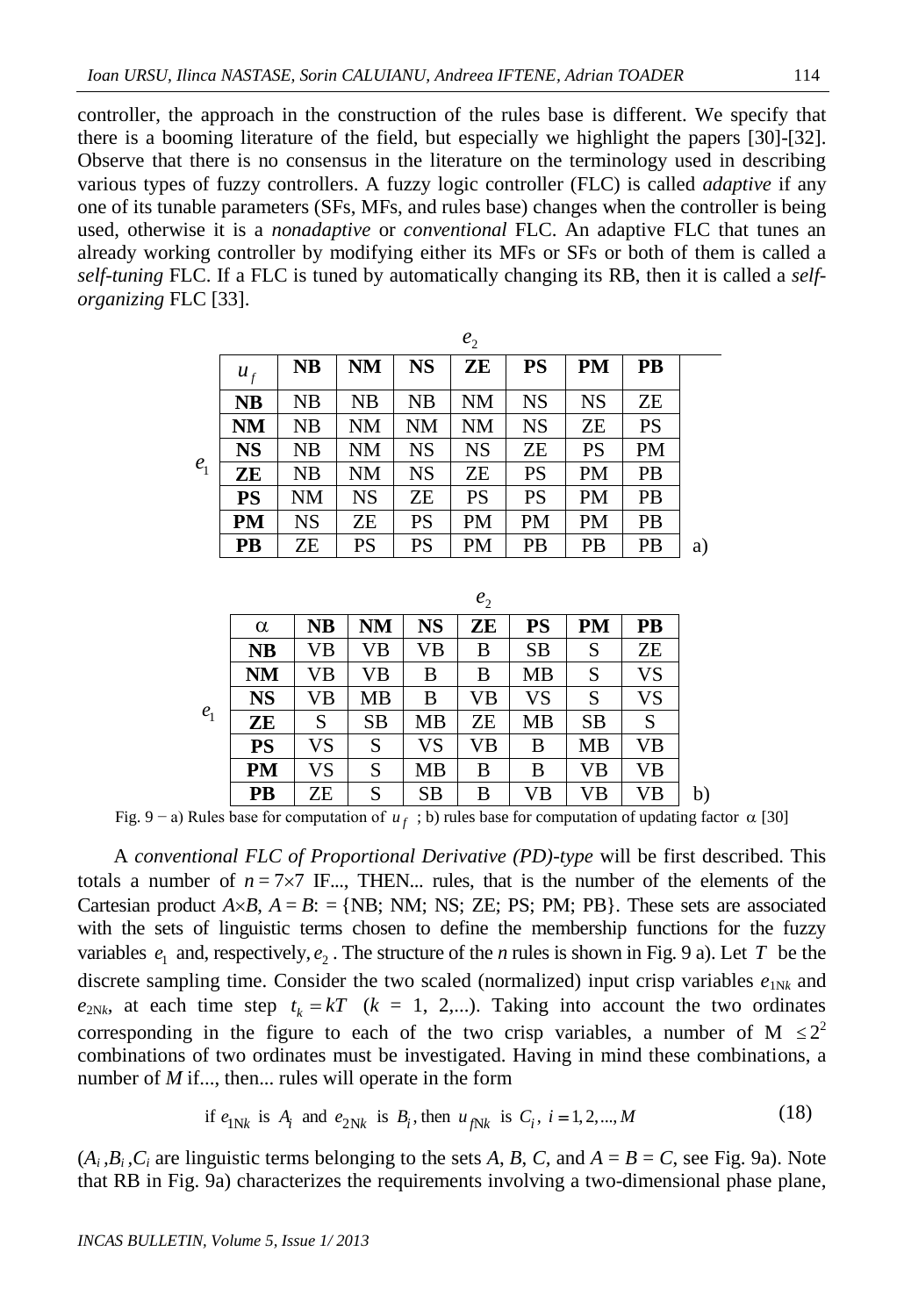controller, the approach in the construction of the rules base is different. We specify that there is a booming literature of the field, but especially we highlight the papers [30]-[32]. Observe that there is no consensus in the literature on the terminology used in describing various types of fuzzy controllers. A fuzzy logic controller (FLC) is called *adaptive* if any one of its tunable parameters (SFs, MFs, and rules base) changes when the controller is being used, otherwise it is a *nonadaptive* or *conventional* FLC. An adaptive FLC that tunes an already working controller by modifying either its MFs or SFs or both of them is called a *self-tuning* FLC. If a FLC is tuned by automatically changing its RB, then it is called a *self-organizing* FLC [33].

a)

| $u_f$ ($e_1$ \ $e_2$) | **NB** | **NM** | **NS** | **ZE** | **PS** | **PM** | **PB** |
|---|---|---|---|---|---|---|---|
| **NB** | NB | NB | NB | NM | NS | NS | ZE |
| **NM** | NB | NM | NM | NM | NS | ZE | PS |
| **NS** | NB | NM | NS | NS | ZE | PS | PM |
| **ZE** | NB | NM | NS | ZE | PS | PM | PB |
| **PS** | NM | NS | ZE | PS | PS | PM | PB |
| **PM** | NS | ZE | PS | PM | PM | PM | PB |
| **PB** | ZE | PS | PS | PM | PB | PB | PB |

b)

| $\alpha$ ($e_1$ \ $e_2$) | **NB** | **NM** | **NS** | **ZE** | **PS** | **PM** | **PB** |
|---|---|---|---|---|---|---|---|
| **NB** | VB | VB | VB | B | SB | S | ZE |
| **NM** | VB | VB | B | B | MB | S | VS |
| **NS** | VB | MB | B | VB | VS | S | VS |
| **ZE** | S | SB | MB | ZE | MB | SB | S |
| **PS** | VS | S | VS | VB | B | MB | VB |
| **PM** | VS | S | MB | B | B | VB | VB |
| **PB** | ZE | S | SB | B | VB | VB | VB |

Fig. 9 − a) Rules base for computation of $u_f$ ; b) rules base for computation of updating factor $\alpha$ [30]

A *conventional FLC of Proportional Derivative (PD)-type* will be first described. This totals a number of $n = 7 \times 7$ IF..., THEN... rules, that is the number of the elements of the Cartesian product $A \times B$, $A = B$: = {NB; NM; NS; ZE; PS; PM; PB}. These sets are associated with the sets of linguistic terms chosen to define the membership functions for the fuzzy variables $e_1$ and, respectively, $e_2$. The structure of the *n* rules is shown in Fig. 9 a). Let $T$ be the discrete sampling time. Consider the two scaled (normalized) input crisp variables $e_{1Nk}$ and $e_{2Nk}$, at each time step $t_k = kT$ ($k$ = 1, 2,...). Taking into account the two ordinates corresponding in the figure to each of the two crisp variables, a number of $M \leq 2^2$ combinations of two ordinates must be investigated. Having in mind these combinations, a number of $M$ if..., then... rules will operate in the form

$$\text{if } e_{1Nk} \text{ is } A_i \text{ and } e_{2Nk} \text{ is } B_i, \text{ then } u_{fNk} \text{ is } C_i, \; i = 1, 2, ..., M \tag{18}$$

($A_i, B_i, C_i$ are linguistic terms belonging to the sets *A*, *B*, *C*, and *A* = *B* = *C*, see Fig. 9a). Note that RB in Fig. 9a) characterizes the requirements involving a two-dimensional phase plane,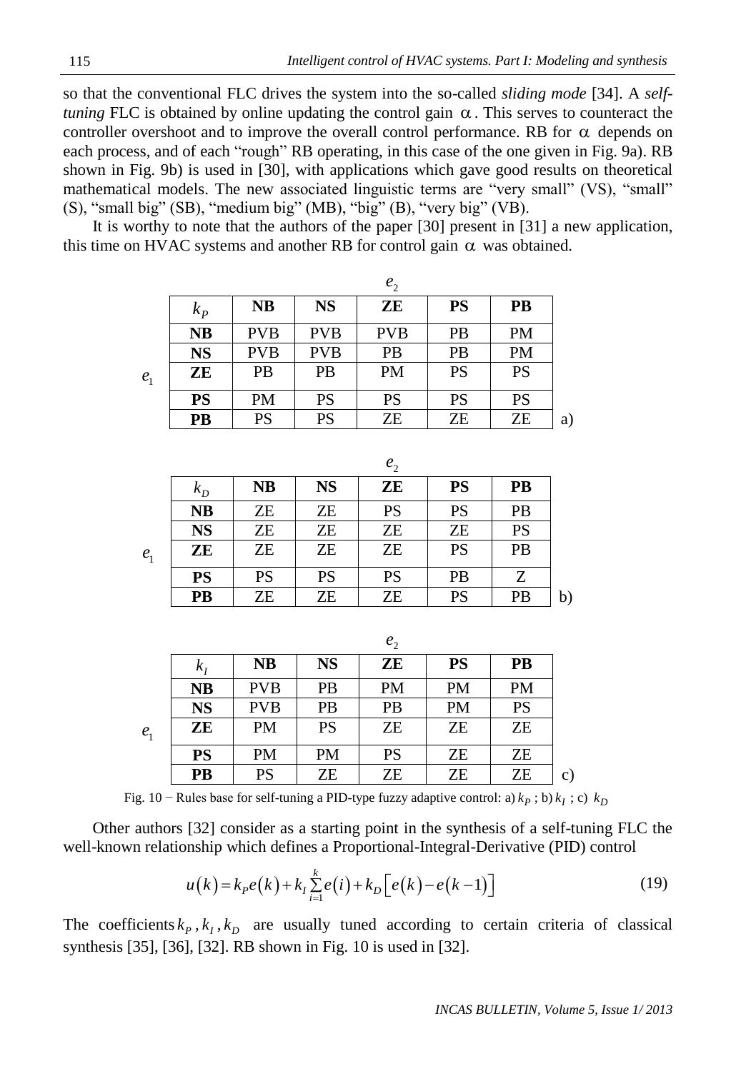so that the conventional FLC drives the system into the so-called *sliding mode* [34]. A *self-tuning* FLC is obtained by online updating the control gain $\alpha$. This serves to counteract the controller overshoot and to improve the overall control performance. RB for $\alpha$ depends on each process, and of each "rough" RB operating, in this case of the one given in Fig. 9a). RB shown in Fig. 9b) is used in [30], with applications which gave good results on theoretical mathematical models. The new associated linguistic terms are "very small" (VS), "small" (S), "small big" (SB), "medium big" (MB), "big" (B), "very big" (VB).

It is worthy to note that the authors of the paper [30] present in [31] a new application, this time on HVAC systems and another RB for control gain $\alpha$ was obtained.

a)

| $e_1$ \ $e_2$ — $k_P$ | **NB** | **NS** | **ZE** | **PS** | **PB** |
|---|---|---|---|---|---|
| **NB** | PVB | PVB | PVB | PB | PM |
| **NS** | PVB | PVB | PB | PB | PM |
| **ZE** | PB | PB | PM | PS | PS |
| **PS** | PM | PS | PS | PS | PS |
| **PB** | PS | PS | ZE | ZE | ZE |

b)

| $e_1$ \ $e_2$ — $k_D$ | **NB** | **NS** | **ZE** | **PS** | **PB** |
|---|---|---|---|---|---|
| **NB** | ZE | ZE | PS | PS | PB |
| **NS** | ZE | ZE | ZE | ZE | PS |
| **ZE** | ZE | ZE | ZE | PS | PB |
| **PS** | PS | PS | PS | PB | Z |
| **PB** | ZE | ZE | ZE | PS | PB |

c)

| $e_1$ \ $e_2$ — $k_I$ | **NB** | **NS** | **ZE** | **PS** | **PB** |
|---|---|---|---|---|---|
| **NB** | PVB | PB | PM | PM | PM |
| **NS** | PVB | PB | PB | PM | PS |
| **ZE** | PM | PS | ZE | ZE | ZE |
| **PS** | PM | PM | PS | ZE | ZE |
| **PB** | PS | ZE | ZE | ZE | ZE |

Fig. 10 − Rules base for self-tuning a PID-type fuzzy adaptive control: a) $k_P$ ; b) $k_I$ ; c) $k_D$

Other authors [32] consider as a starting point in the synthesis of a self-tuning FLC the well-known relationship which defines a Proportional-Integral-Derivative (PID) control

$$u(k) = k_P e(k) + k_I \sum_{i=1}^{k} e(i) + k_D \left[ e(k) - e(k-1) \right] \tag{19}$$

The coefficients $k_P, k_I, k_D$ are usually tuned according to certain criteria of classical synthesis [35], [36], [32]. RB shown in Fig. 10 is used in [32].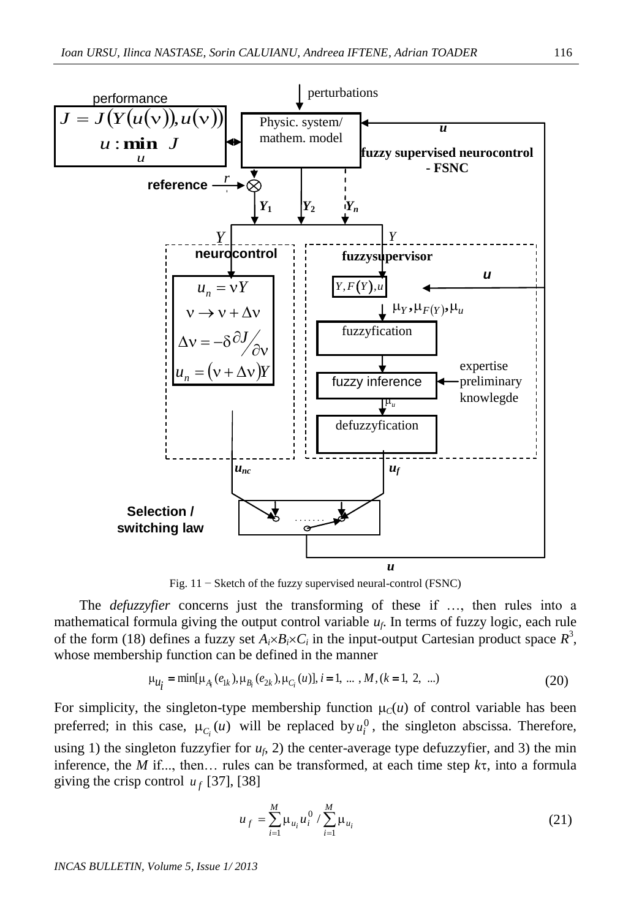Fig. 11 − Sketch of the fuzzy supervised neural-control (FSNC)

The *defuzzyfier* concerns just the transforming of these if …, then rules into a mathematical formula giving the output control variable $u_f$. In terms of fuzzy logic, each rule of the form (18) defines a fuzzy set $A_i \times B_i \times C_i$ in the input-output Cartesian product space $R^3$, whose membership function can be defined in the manner

$$\mu_{u_i} = \min[\mu_{A_i}(e_{1k}), \mu_{B_i}(e_{2k}), \mu_{C_i}(u)],\ i = 1,\ \ldots\ , M, (k = 1,\ 2,\ \ldots) \tag{20}$$

For simplicity, the singleton-type membership function $\mu_C(u)$ of control variable has been preferred; in this case, $\mu_{C_i}(u)$ will be replaced by $u_i^0$, the singleton abscissa. Therefore, using 1) the singleton fuzzyfier for $u_f$, 2) the center-average type defuzzyfier, and 3) the min inference, the $M$ if..., then… rules can be transformed, at each time step $k\tau$, into a formula giving the crisp control $u_f$ [37], [38]

$$u_f = \sum_{i=1}^{M} \mu_{u_i} u_i^0 \Big/ \sum_{i=1}^{M} \mu_{u_i} \tag{21}$$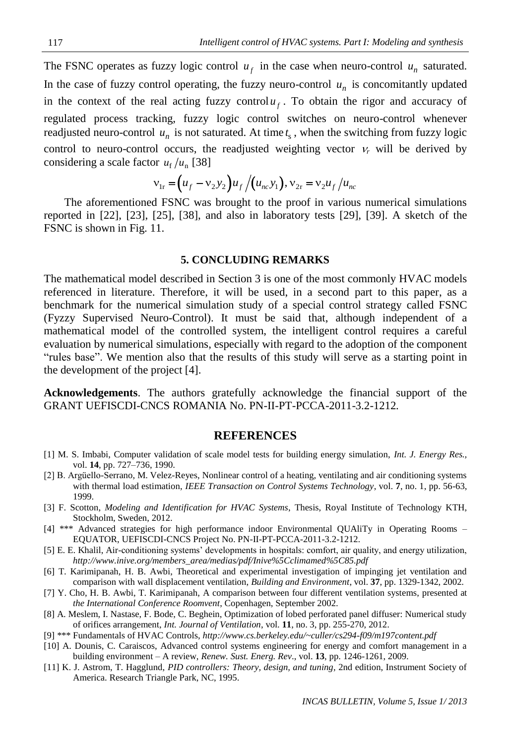The FSNC operates as fuzzy logic control $u_f$ in the case when neuro-control $u_n$ saturated. In the case of fuzzy control operating, the fuzzy neuro-control $u_n$ is concomitantly updated in the context of the real acting fuzzy control $u_f$. To obtain the rigor and accuracy of regulated process tracking, fuzzy logic control switches on neuro-control whenever readjusted neuro-control $u_n$ is not saturated. At time $t_s$, when the switching from fuzzy logic control to neuro-control occurs, the readjusted weighting vector $\nu_r$ will be derived by considering a scale factor $u_f/u_n$ [38]

$$\nu_{1r} = \left(u_f - \nu_2 y_2\right) u_f / \left(u_{nc} y_1\right), \nu_{2r} = \nu_2 u_f / u_{nc}$$

The aforementioned FSNC was brought to the proof in various numerical simulations reported in [22], [23], [25], [38], and also in laboratory tests [29], [39]. A sketch of the FSNC is shown in Fig. 11.

## 5. CONCLUDING REMARKS

The mathematical model described in Section 3 is one of the most commonly HVAC models referenced in literature. Therefore, it will be used, in a second part to this paper, as a benchmark for the numerical simulation study of a special control strategy called FSNC (Fyzzy Supervised Neuro-Control). It must be said that, although independent of a mathematical model of the controlled system, the intelligent control requires a careful evaluation by numerical simulations, especially with regard to the adoption of the component "rules base". We mention also that the results of this study will serve as a starting point in the development of the project [4].

**Acknowledgements**. The authors gratefully acknowledge the financial support of the GRANT UEFISCDI-CNCS ROMANIA No. PN-II-PT-PCCA-2011-3.2-1212.

## REFERENCES

[1] M. S. Imbabi, Computer validation of scale model tests for building energy simulation, *Int. J. Energy Res.*, vol. **14**, pp. 727–736, 1990.

[2] B. Argüello-Serrano, M. Velez-Reyes, Nonlinear control of a heating, ventilating and air conditioning systems with thermal load estimation, *IEEE Transaction on Control Systems Technology*, vol. **7**, no. 1, pp. 56-63, 1999.

[3] F. Scotton, *Modeling and Identification for HVAC Systems*, Thesis, Royal Institute of Technology KTH, Stockholm, Sweden, 2012.

[4] *** Advanced strategies for high performance indoor Environmental QUAliTy in Operating Rooms – EQUATOR, UEFISCDI-CNCS Project No. PN-II-PT-PCCA-2011-3.2-1212.

[5] E. E. Khalil, Air-conditioning systems' developments in hospitals: comfort, air quality, and energy utilization, *http://www.inive.org/members_area/medias/pdf/Inive%5Cclimamed%5C85.pdf*

[6] T. Karimipanah, H. B. Awbi, Theoretical and experimental investigation of impinging jet ventilation and comparison with wall displacement ventilation, *Building and Environment*, vol. **37**, pp. 1329-1342, 2002.

[7] Y. Cho, H. B. Awbi, T. Karimipanah, A comparison between four different ventilation systems, presented at *the International Conference Roomvent*, Copenhagen, September 2002.

[8] A. Meslem, I. Nastase, F. Bode, C. Beghein, Optimization of lobed perforated panel diffuser: Numerical study of orifices arrangement, *Int. Journal of Ventilation*, vol. **11**, no. 3, pp. 255-270, 2012.

[9] *** Fundamentals of HVAC Controls, *http://www.cs.berkeley.edu/~culler/cs294-f09/m197content.pdf*

[10] A. Dounis, C. Caraiscos, Advanced control systems engineering for energy and comfort management in a building environment – A review, *Renew. Sust. Energ. Rev*., vol. **13**, pp. 1246-1261, 2009.

[11] K. J. Astrom, T. Hagglund, *PID controllers: Theory, design, and tuning*, 2nd edition, Instrument Society of America. Research Triangle Park, NC, 1995.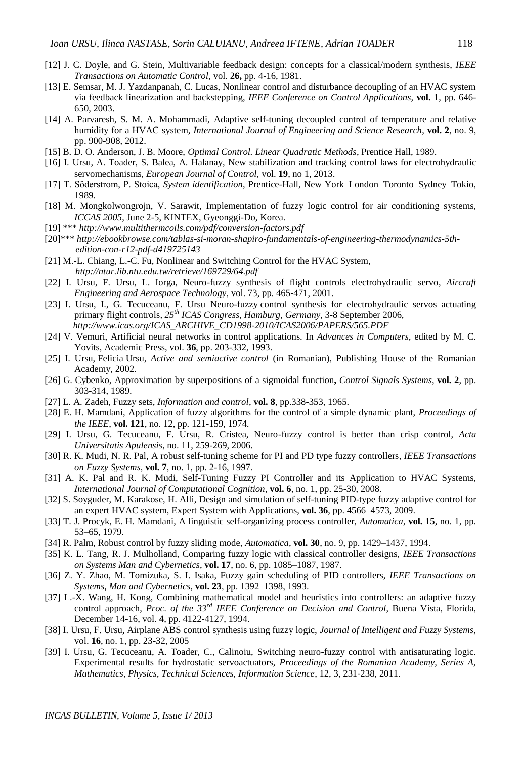[12] J. C. Doyle, and G. Stein, Multivariable feedback design: concepts for a classical/modern synthesis, *IEEE Transactions on Automatic Control*, vol. **26,** pp. 4-16, 1981.

[13] E. Semsar, M. J. Yazdanpanah, C. Lucas, Nonlinear control and disturbance decoupling of an HVAC system via feedback linearization and backstepping, *IEEE Conference on Control Applications,* **vol. 1**, pp. 646-650, 2003.

[14] A. Parvaresh, S. M. A. Mohammadi, Adaptive self-tuning decoupled control of temperature and relative humidity for a HVAC system, *International Journal of Engineering and Science Research*, **vol. 2**, no. 9, pp. 900-908, 2012.

[15] B. D. O. Anderson, J. B. Moore, *Optimal Control. Linear Quadratic Methods*, Prentice Hall, 1989.

[16] I. Ursu, A. Toader, S. Balea, A. Halanay, New stabilization and tracking control laws for electrohydraulic servomechanisms, *European Journal of Control,* vol. **19**, no 1, 2013.

[17] T. Söderstrom, P. Stoica, *System identification*, Prentice-Hall, New York–London–Toronto–Sydney–Tokio, 1989.

[18] M. Mongkolwongrojn, V. Sarawit, Implementation of fuzzy logic control for air conditioning systems, *ICCAS 2005*, June 2-5, KINTEX, Gyeonggi-Do, Korea.

[19] *** *http://www.multithermcoils.com/pdf/conversion-factors.pdf*

[20]*** *http://ebookbrowse.com/tablas-si-moran-shapiro-fundamentals-of-engineering-thermodynamics-5th-edition-con-r12-pdf-d419725143*

[21] M.-L. Chiang, L.-C. Fu, Nonlinear and Switching Control for the HVAC System, *http://ntur.lib.ntu.edu.tw/retrieve/169729/64.pdf*

[22] I. Ursu, F. Ursu, L. Iorga, Neuro-fuzzy synthesis of flight controls electrohydraulic servo, *Aircraft Engineering and Aerospace Technology*, vol. 73, pp. 465-471, 2001.

[23] I. Ursu, I., G. Tecuceanu, F. Ursu Neuro-fuzzy control synthesis for electrohydraulic servos actuating primary flight controls*, 25th ICAS Congress, Hamburg, Germany*, 3-8 September 2006, *http://www.icas.org/ICAS_ARCHIVE_CD1998-2010/ICAS2006/PAPERS/565.PDF*

[24] V. Vemuri, Artificial neural networks in control applications. In *Advances in Computers*, edited by M. C. Yovits, Academic Press, vol. **36**, pp. 203-332, 1993.

[25] I. Ursu, Felicia Ursu, *Active and semiactive control* (in Romanian), Publishing House of the Romanian Academy, 2002.

[26] G. Cybenko, Approximation by superpositions of a sigmoidal function**,** *Control Signals Systems*, **vol. 2**, pp. 303-314, 1989.

[27] L. A. Zadeh, Fuzzy sets, *Information and control*, **vol. 8**, pp.338-353, 1965.

[28] E. H. Mamdani, Application of fuzzy algorithms for the control of a simple dynamic plant, *Proceedings of the IEEE*, **vol. 121**, no. 12, pp. 121-159, 1974*.*

[29] I. Ursu, G. Tecuceanu, F. Ursu, R. Cristea, Neuro-fuzzy control is better than crisp control, *Acta Universitatis Apulensis*, no. 11, 259-269, 2006.

[30] R. K. Mudi, N. R. Pal, A robust self-tuning scheme for PI and PD type fuzzy controllers, *IEEE Transactions on Fuzzy Systems*, **vol. 7**, no. 1, pp. 2-16, 1997.

[31] A. K. Pal and R. K. Mudi, Self-Tuning Fuzzy PI Controller and its Application to HVAC Systems, *International Journal of Computational Cognition*, **vol. 6**, no. 1, pp. 25-30, 2008.

[32] S. Soyguder, M. Karakose, H. Alli, Design and simulation of self-tuning PID-type fuzzy adaptive control for an expert HVAC system, Expert System with Applications, **vol. 36**, pp. 4566–4573, 2009.

[33] T. J. Procyk, E. H. Mamdani, A linguistic self-organizing process controller, *Automatica*, **vol. 15**, no. 1, pp. 53–65, 1979.

[34] R. Palm, Robust control by fuzzy sliding mode, *Automatica*, **vol. 30**, no. 9, pp. 1429–1437, 1994.

[35] K. L. Tang, R. J. Mulholland, Comparing fuzzy logic with classical controller designs, *IEEE Transactions on Systems Man and Cybernetics*, **vol. 17**, no. 6, pp. 1085–1087, 1987.

[36] Z. Y. Zhao, M. Tomizuka, S. I. Isaka, Fuzzy gain scheduling of PID controllers, *IEEE Transactions on Systems, Man and Cybernetics*, **vol. 23**, pp. 1392–1398, 1993.

[37] L.-X. Wang, H. Kong, Combining mathematical model and heuristics into controllers: an adaptive fuzzy control approach, *Proc. of the 33rd IEEE Conference on Decision and Control*, Buena Vista, Florida, December 14-16, vol. **4**, pp. 4122-4127, 1994*.*

[38] I. Ursu, F. Ursu, Airplane ABS control synthesis using fuzzy logic, *Journal of Intelligent and Fuzzy Systems*, vol. **16**, no. 1, pp. 23-32, 2005

[39] I. Ursu, G. Tecuceanu, A. Toader, C., Calinoiu, Switching neuro-fuzzy control with antisaturating logic. Experimental results for hydrostatic servoactuators, *Proceedings of the Romanian Academy, Series A, Mathematics, Physics, Technical Sciences, Information Science*, 12, 3, 231-238, 2011.